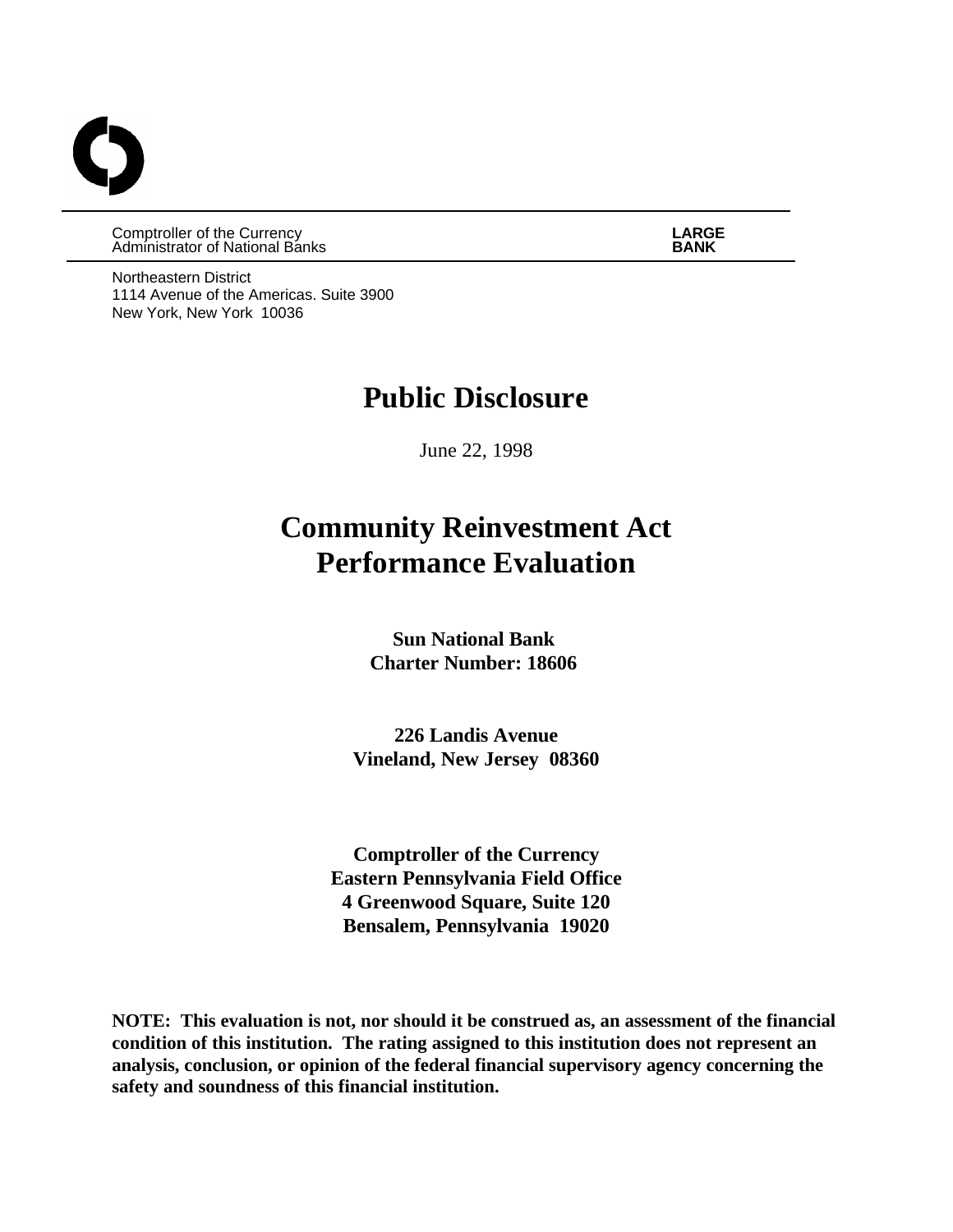Comptroller of the Currency
Administrator of National Banks

**LARGE BANK**

Northeastern District
1114 Avenue of the Americas. Suite 3900
New York, New York 10036

# Public Disclosure

June 22, 1998

# Community Reinvestment Act Performance Evaluation

**Sun National Bank**
**Charter Number: 18606**

**226 Landis Avenue**
**Vineland, New Jersey 08360**

**Comptroller of the Currency**
**Eastern Pennsylvania Field Office**
**4 Greenwood Square, Suite 120**
**Bensalem, Pennsylvania 19020**

**NOTE: This evaluation is not, nor should it be construed as, an assessment of the financial condition of this institution. The rating assigned to this institution does not represent an analysis, conclusion, or opinion of the federal financial supervisory agency concerning the safety and soundness of this financial institution.**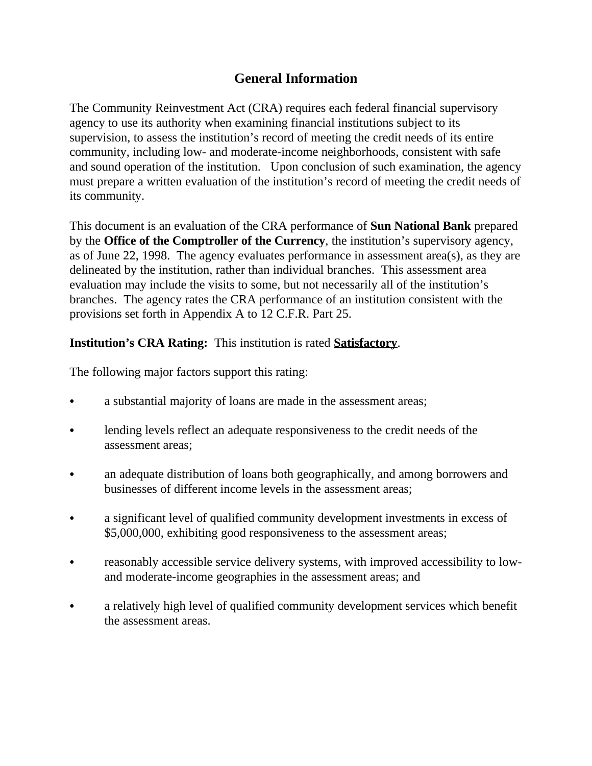# General Information

The Community Reinvestment Act (CRA) requires each federal financial supervisory agency to use its authority when examining financial institutions subject to its supervision, to assess the institution's record of meeting the credit needs of its entire community, including low- and moderate-income neighborhoods, consistent with safe and sound operation of the institution. Upon conclusion of such examination, the agency must prepare a written evaluation of the institution's record of meeting the credit needs of its community.

This document is an evaluation of the CRA performance of **Sun National Bank** prepared by the **Office of the Comptroller of the Currency**, the institution's supervisory agency, as of June 22, 1998. The agency evaluates performance in assessment area(s), as they are delineated by the institution, rather than individual branches. This assessment area evaluation may include the visits to some, but not necessarily all of the institution's branches. The agency rates the CRA performance of an institution consistent with the provisions set forth in Appendix A to 12 C.F.R. Part 25.

**Institution's CRA Rating:** This institution is rated **Satisfactory**.

The following major factors support this rating:

- a substantial majority of loans are made in the assessment areas;
- lending levels reflect an adequate responsiveness to the credit needs of the assessment areas;
- an adequate distribution of loans both geographically, and among borrowers and businesses of different income levels in the assessment areas;
- a significant level of qualified community development investments in excess of $5,000,000, exhibiting good responsiveness to the assessment areas;
- reasonably accessible service delivery systems, with improved accessibility to low- and moderate-income geographies in the assessment areas; and
- a relatively high level of qualified community development services which benefit the assessment areas.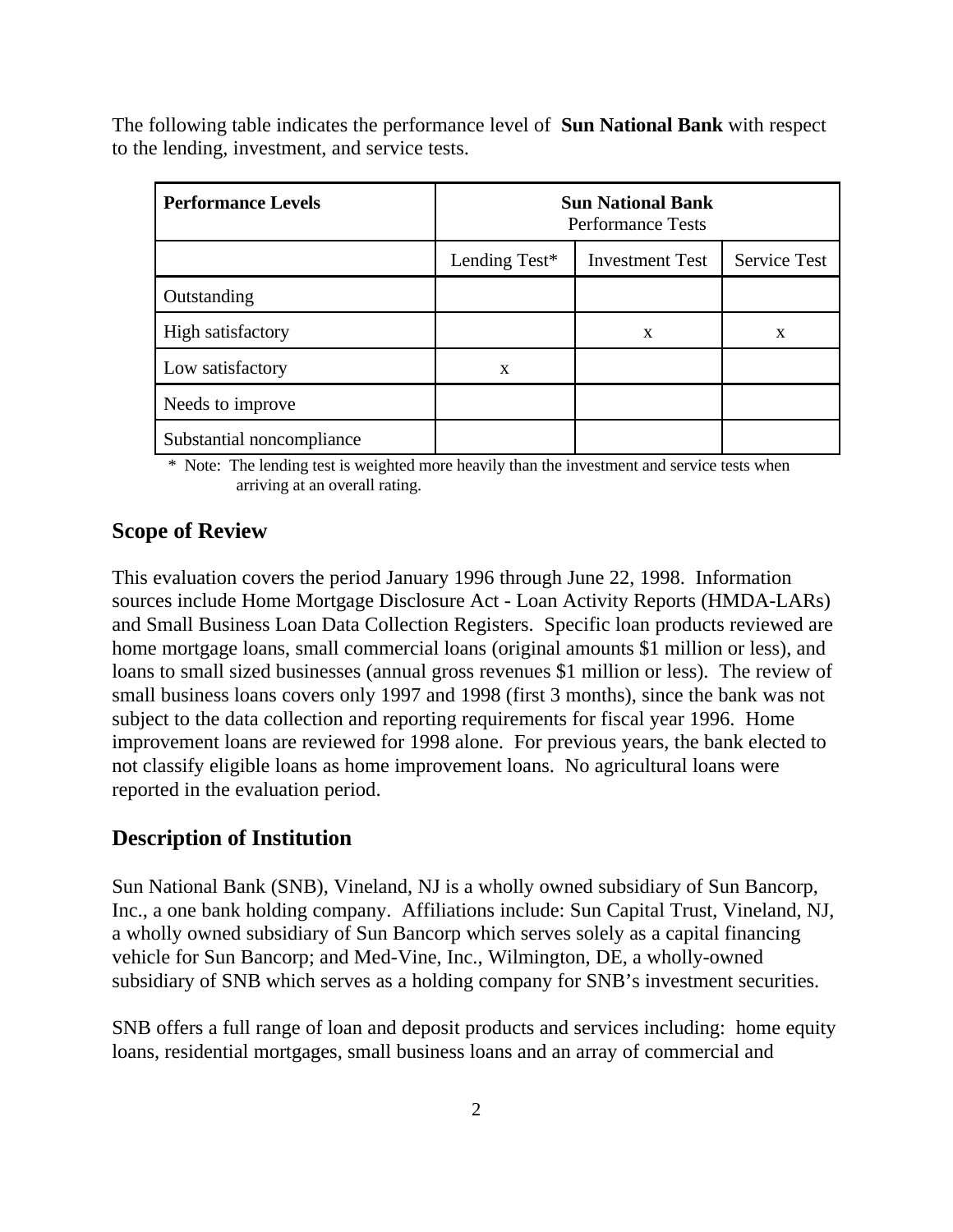The following table indicates the performance level of **Sun National Bank** with respect to the lending, investment, and service tests.

| **Performance Levels** | **Sun National Bank** Performance Tests | | |
|---|---|---|---|
| | Lending Test* | Investment Test | Service Test |
| Outstanding | | | |
| High satisfactory | | x | x |
| Low satisfactory | x | | |
| Needs to improve | | | |
| Substantial noncompliance | | | |

* Note: The lending test is weighted more heavily than the investment and service tests when arriving at an overall rating.

## Scope of Review

This evaluation covers the period January 1996 through June 22, 1998. Information sources include Home Mortgage Disclosure Act - Loan Activity Reports (HMDA-LARs) and Small Business Loan Data Collection Registers. Specific loan products reviewed are home mortgage loans, small commercial loans (original amounts $1 million or less), and loans to small sized businesses (annual gross revenues $1 million or less). The review of small business loans covers only 1997 and 1998 (first 3 months), since the bank was not subject to the data collection and reporting requirements for fiscal year 1996. Home improvement loans are reviewed for 1998 alone. For previous years, the bank elected to not classify eligible loans as home improvement loans. No agricultural loans were reported in the evaluation period.

## Description of Institution

Sun National Bank (SNB), Vineland, NJ is a wholly owned subsidiary of Sun Bancorp, Inc., a one bank holding company. Affiliations include: Sun Capital Trust, Vineland, NJ, a wholly owned subsidiary of Sun Bancorp which serves solely as a capital financing vehicle for Sun Bancorp; and Med-Vine, Inc., Wilmington, DE, a wholly-owned subsidiary of SNB which serves as a holding company for SNB's investment securities.

SNB offers a full range of loan and deposit products and services including: home equity loans, residential mortgages, small business loans and an array of commercial and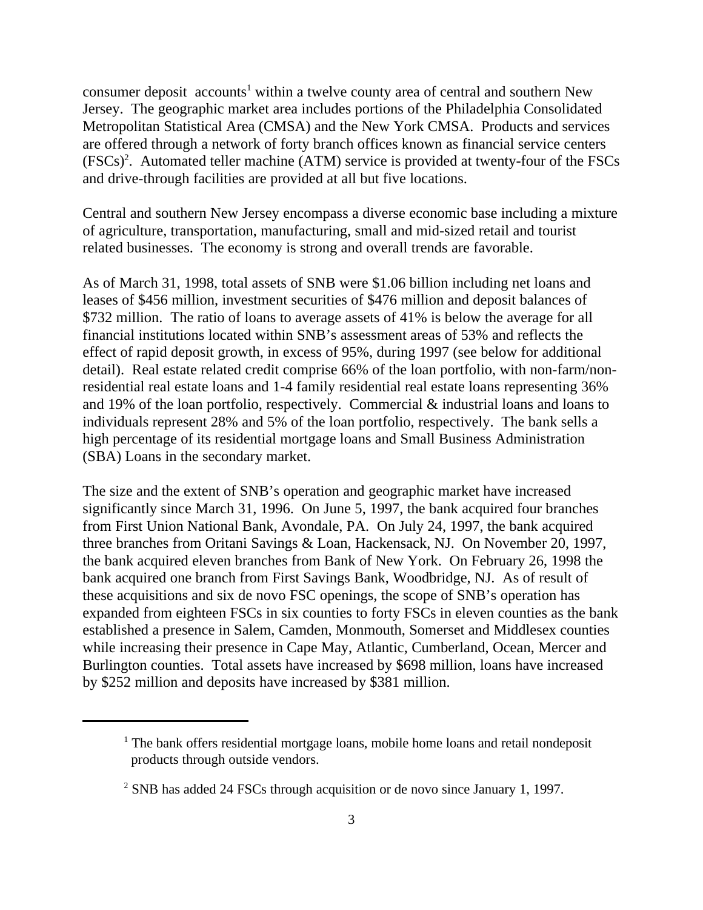consumer deposit accounts[1] within a twelve county area of central and southern New Jersey. The geographic market area includes portions of the Philadelphia Consolidated Metropolitan Statistical Area (CMSA) and the New York CMSA. Products and services are offered through a network of forty branch offices known as financial service centers (FSCs)[2]. Automated teller machine (ATM) service is provided at twenty-four of the FSCs and drive-through facilities are provided at all but five locations.

Central and southern New Jersey encompass a diverse economic base including a mixture of agriculture, transportation, manufacturing, small and mid-sized retail and tourist related businesses. The economy is strong and overall trends are favorable.

As of March 31, 1998, total assets of SNB were $1.06 billion including net loans and leases of $456 million, investment securities of $476 million and deposit balances of $732 million. The ratio of loans to average assets of 41% is below the average for all financial institutions located within SNB's assessment areas of 53% and reflects the effect of rapid deposit growth, in excess of 95%, during 1997 (see below for additional detail). Real estate related credit comprise 66% of the loan portfolio, with non-farm/non-residential real estate loans and 1-4 family residential real estate loans representing 36% and 19% of the loan portfolio, respectively. Commercial & industrial loans and loans to individuals represent 28% and 5% of the loan portfolio, respectively. The bank sells a high percentage of its residential mortgage loans and Small Business Administration (SBA) Loans in the secondary market.

The size and the extent of SNB's operation and geographic market have increased significantly since March 31, 1996. On June 5, 1997, the bank acquired four branches from First Union National Bank, Avondale, PA. On July 24, 1997, the bank acquired three branches from Oritani Savings & Loan, Hackensack, NJ. On November 20, 1997, the bank acquired eleven branches from Bank of New York. On February 26, 1998 the bank acquired one branch from First Savings Bank, Woodbridge, NJ. As of result of these acquisitions and six de novo FSC openings, the scope of SNB's operation has expanded from eighteen FSCs in six counties to forty FSCs in eleven counties as the bank established a presence in Salem, Camden, Monmouth, Somerset and Middlesex counties while increasing their presence in Cape May, Atlantic, Cumberland, Ocean, Mercer and Burlington counties. Total assets have increased by $698 million, loans have increased by $252 million and deposits have increased by $381 million.

---

[1] The bank offers residential mortgage loans, mobile home loans and retail nondeposit products through outside vendors.

[2] SNB has added 24 FSCs through acquisition or de novo since January 1, 1997.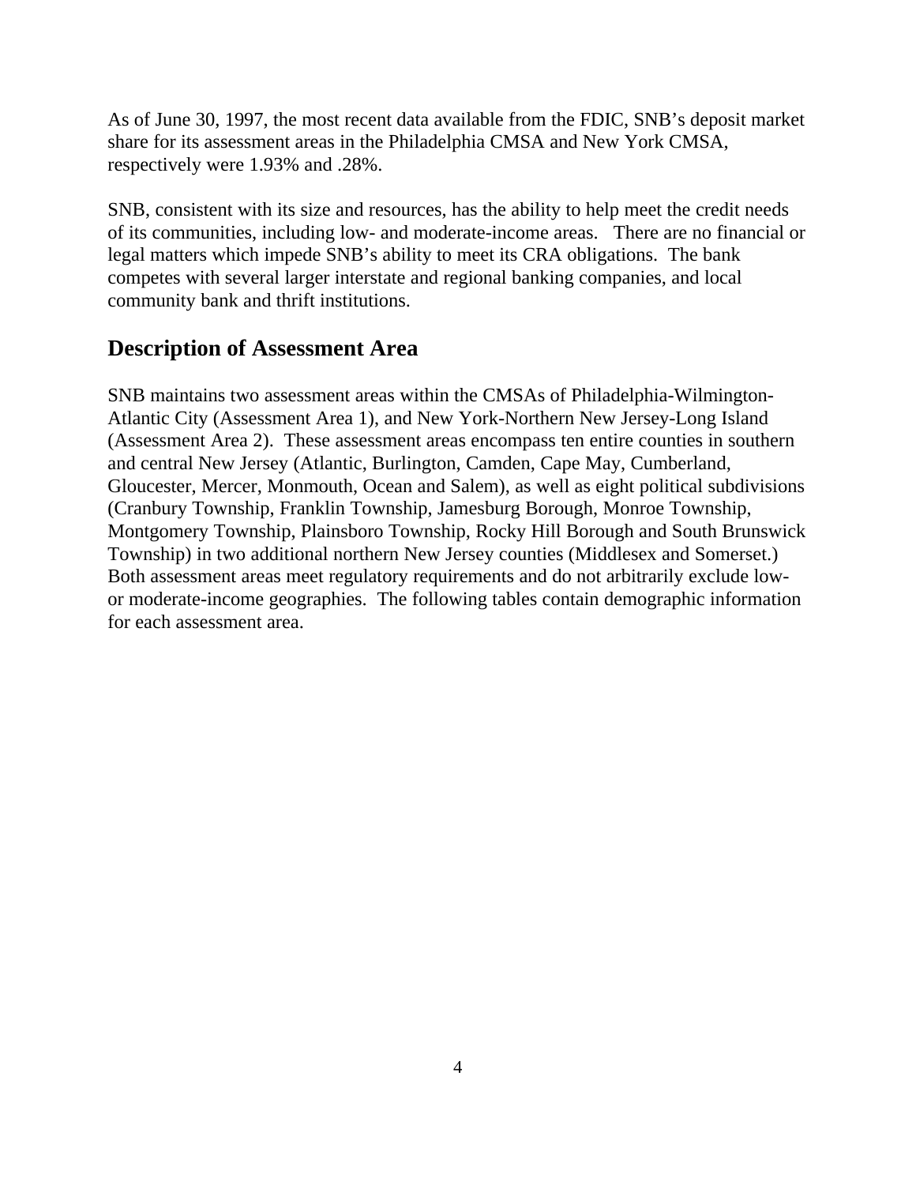As of June 30, 1997, the most recent data available from the FDIC, SNB's deposit market share for its assessment areas in the Philadelphia CMSA and New York CMSA, respectively were 1.93% and .28%.

SNB, consistent with its size and resources, has the ability to help meet the credit needs of its communities, including low- and moderate-income areas. There are no financial or legal matters which impede SNB's ability to meet its CRA obligations. The bank competes with several larger interstate and regional banking companies, and local community bank and thrift institutions.

## Description of Assessment Area

SNB maintains two assessment areas within the CMSAs of Philadelphia-Wilmington-Atlantic City (Assessment Area 1), and New York-Northern New Jersey-Long Island (Assessment Area 2). These assessment areas encompass ten entire counties in southern and central New Jersey (Atlantic, Burlington, Camden, Cape May, Cumberland, Gloucester, Mercer, Monmouth, Ocean and Salem), as well as eight political subdivisions (Cranbury Township, Franklin Township, Jamesburg Borough, Monroe Township, Montgomery Township, Plainsboro Township, Rocky Hill Borough and South Brunswick Township) in two additional northern New Jersey counties (Middlesex and Somerset.) Both assessment areas meet regulatory requirements and do not arbitrarily exclude low- or moderate-income geographies. The following tables contain demographic information for each assessment area.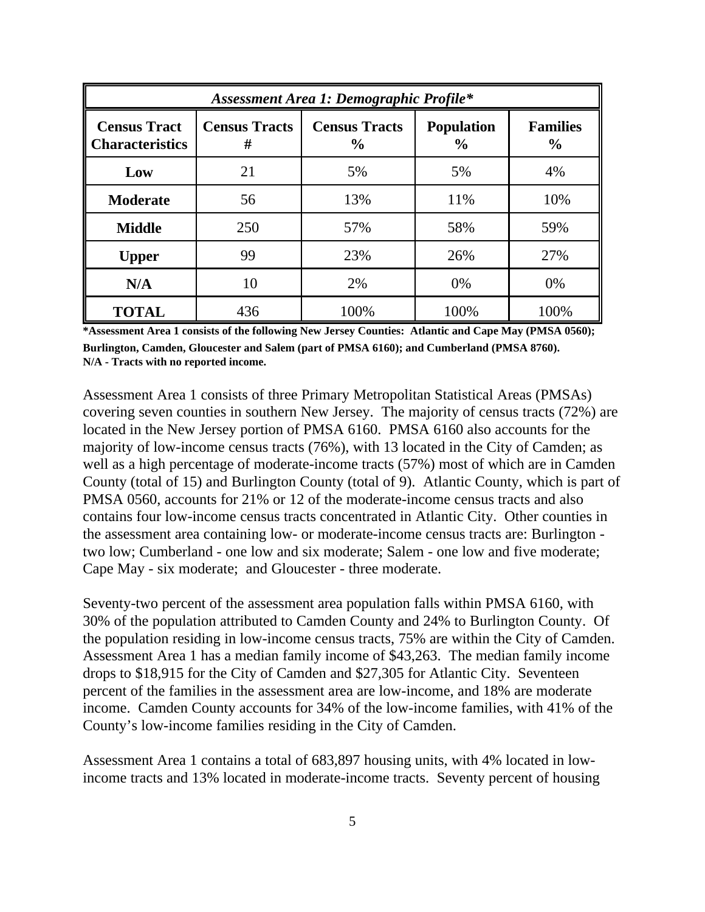| *Assessment Area 1: Demographic Profile** | | | | |
|---|---|---|---|---|
| **Census Tract Characteristics** | **Census Tracts #** | **Census Tracts %** | **Population %** | **Families %** |
| **Low** | 21 | 5% | 5% | 4% |
| **Moderate** | 56 | 13% | 11% | 10% |
| **Middle** | 250 | 57% | 58% | 59% |
| **Upper** | 99 | 23% | 26% | 27% |
| **N/A** | 10 | 2% | 0% | 0% |
| **TOTAL** | 436 | 100% | 100% | 100% |

**\*Assessment Area 1 consists of the following New Jersey Counties: Atlantic and Cape May (PMSA 0560); Burlington, Camden, Gloucester and Salem (part of PMSA 6160); and Cumberland (PMSA 8760).**
**N/A - Tracts with no reported income.**

Assessment Area 1 consists of three Primary Metropolitan Statistical Areas (PMSAs) covering seven counties in southern New Jersey. The majority of census tracts (72%) are located in the New Jersey portion of PMSA 6160. PMSA 6160 also accounts for the majority of low-income census tracts (76%), with 13 located in the City of Camden; as well as a high percentage of moderate-income tracts (57%) most of which are in Camden County (total of 15) and Burlington County (total of 9). Atlantic County, which is part of PMSA 0560, accounts for 21% or 12 of the moderate-income census tracts and also contains four low-income census tracts concentrated in Atlantic City. Other counties in the assessment area containing low- or moderate-income census tracts are: Burlington - two low; Cumberland - one low and six moderate; Salem - one low and five moderate; Cape May - six moderate; and Gloucester - three moderate.

Seventy-two percent of the assessment area population falls within PMSA 6160, with 30% of the population attributed to Camden County and 24% to Burlington County. Of the population residing in low-income census tracts, 75% are within the City of Camden. Assessment Area 1 has a median family income of $43,263. The median family income drops to $18,915 for the City of Camden and $27,305 for Atlantic City. Seventeen percent of the families in the assessment area are low-income, and 18% are moderate income. Camden County accounts for 34% of the low-income families, with 41% of the County's low-income families residing in the City of Camden.

Assessment Area 1 contains a total of 683,897 housing units, with 4% located in low-income tracts and 13% located in moderate-income tracts. Seventy percent of housing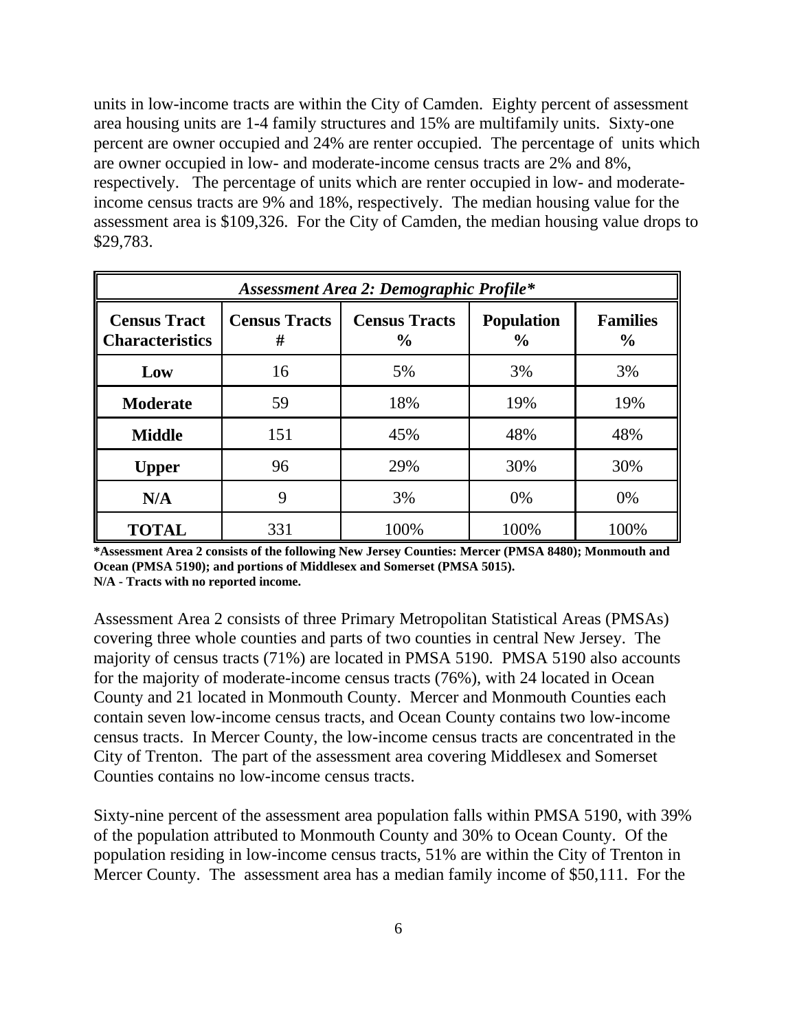units in low-income tracts are within the City of Camden. Eighty percent of assessment area housing units are 1-4 family structures and 15% are multifamily units. Sixty-one percent are owner occupied and 24% are renter occupied. The percentage of units which are owner occupied in low- and moderate-income census tracts are 2% and 8%, respectively. The percentage of units which are renter occupied in low- and moderate-income census tracts are 9% and 18%, respectively. The median housing value for the assessment area is $109,326. For the City of Camden, the median housing value drops to $29,783.

| ***Assessment Area 2: Demographic Profile**** | | | | |
|---|---|---|---|---|
| **Census Tract Characteristics** | **Census Tracts #** | **Census Tracts %** | **Population %** | **Families %** |
| **Low** | 16 | 5% | 3% | 3% |
| **Moderate** | 59 | 18% | 19% | 19% |
| **Middle** | 151 | 45% | 48% | 48% |
| **Upper** | 96 | 29% | 30% | 30% |
| **N/A** | 9 | 3% | 0% | 0% |
| **TOTAL** | 331 | 100% | 100% | 100% |

**\*Assessment Area 2 consists of the following New Jersey Counties: Mercer (PMSA 8480); Monmouth and Ocean (PMSA 5190); and portions of Middlesex and Somerset (PMSA 5015).**
**N/A - Tracts with no reported income.**

Assessment Area 2 consists of three Primary Metropolitan Statistical Areas (PMSAs) covering three whole counties and parts of two counties in central New Jersey. The majority of census tracts (71%) are located in PMSA 5190. PMSA 5190 also accounts for the majority of moderate-income census tracts (76%), with 24 located in Ocean County and 21 located in Monmouth County. Mercer and Monmouth Counties each contain seven low-income census tracts, and Ocean County contains two low-income census tracts. In Mercer County, the low-income census tracts are concentrated in the City of Trenton. The part of the assessment area covering Middlesex and Somerset Counties contains no low-income census tracts.

Sixty-nine percent of the assessment area population falls within PMSA 5190, with 39% of the population attributed to Monmouth County and 30% to Ocean County. Of the population residing in low-income census tracts, 51% are within the City of Trenton in Mercer County. The assessment area has a median family income of $50,111. For the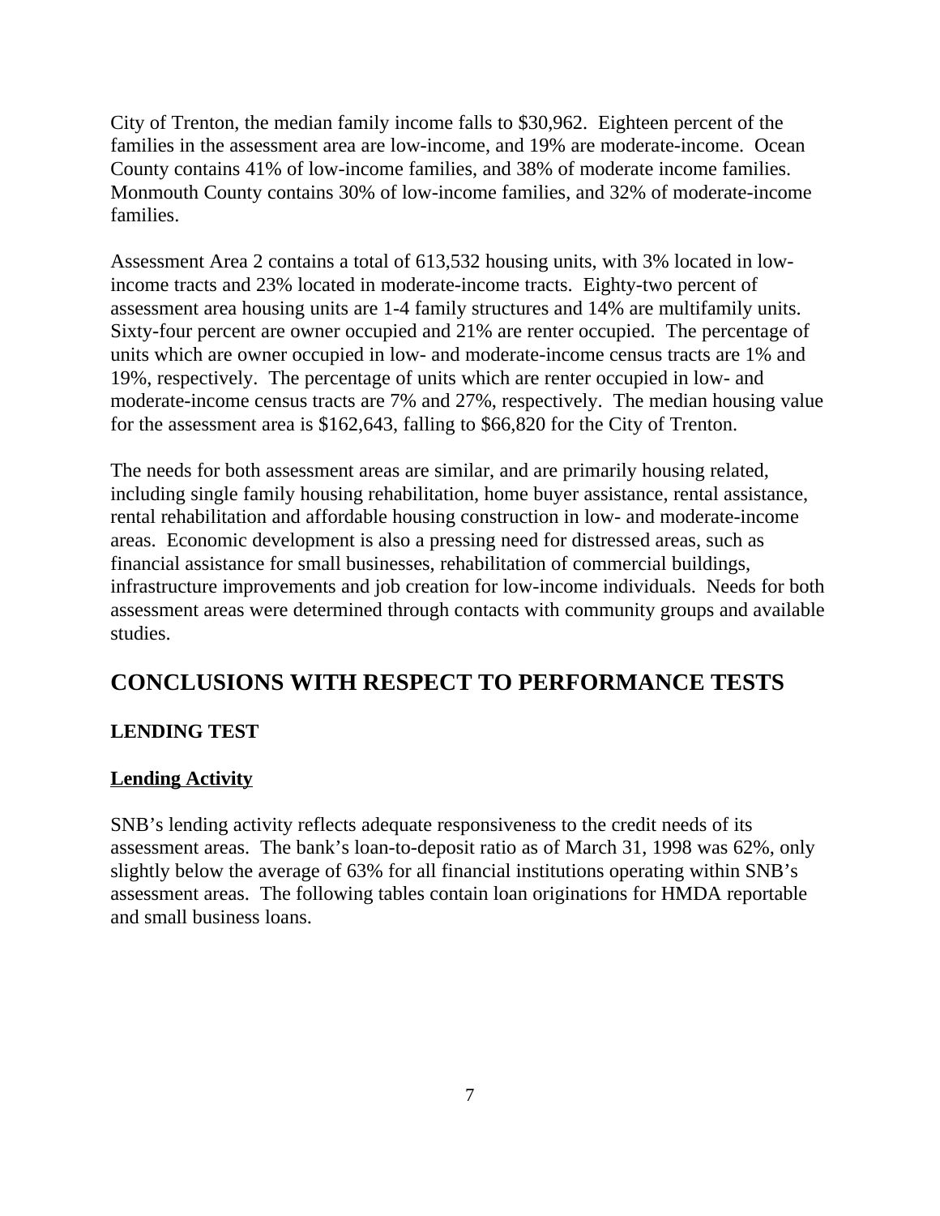City of Trenton, the median family income falls to $30,962. Eighteen percent of the families in the assessment area are low-income, and 19% are moderate-income. Ocean County contains 41% of low-income families, and 38% of moderate income families. Monmouth County contains 30% of low-income families, and 32% of moderate-income families.

Assessment Area 2 contains a total of 613,532 housing units, with 3% located in low-income tracts and 23% located in moderate-income tracts. Eighty-two percent of assessment area housing units are 1-4 family structures and 14% are multifamily units. Sixty-four percent are owner occupied and 21% are renter occupied. The percentage of units which are owner occupied in low- and moderate-income census tracts are 1% and 19%, respectively. The percentage of units which are renter occupied in low- and moderate-income census tracts are 7% and 27%, respectively. The median housing value for the assessment area is $162,643, falling to $66,820 for the City of Trenton.

The needs for both assessment areas are similar, and are primarily housing related, including single family housing rehabilitation, home buyer assistance, rental assistance, rental rehabilitation and affordable housing construction in low- and moderate-income areas. Economic development is also a pressing need for distressed areas, such as financial assistance for small businesses, rehabilitation of commercial buildings, infrastructure improvements and job creation for low-income individuals. Needs for both assessment areas were determined through contacts with community groups and available studies.

## CONCLUSIONS WITH RESPECT TO PERFORMANCE TESTS

### LENDING TEST

**Lending Activity**

SNB's lending activity reflects adequate responsiveness to the credit needs of its assessment areas. The bank's loan-to-deposit ratio as of March 31, 1998 was 62%, only slightly below the average of 63% for all financial institutions operating within SNB's assessment areas. The following tables contain loan originations for HMDA reportable and small business loans.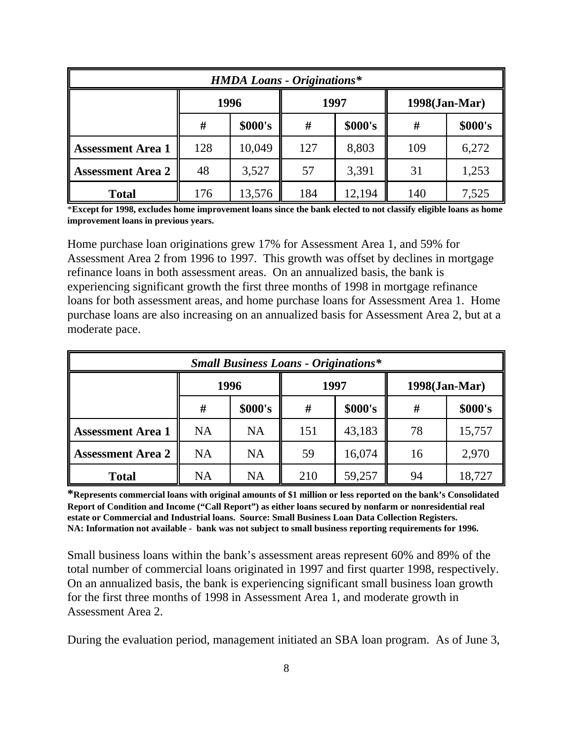| *HMDA Loans - Originations** | | | | | | |
|---|---|---|---|---|---|---|
| | 1996 | | 1997 | | 1998(Jan-Mar) | |
| | # | $000's | # | $000's | # | $000's |
| **Assessment Area 1** | 128 | 10,049 | 127 | 8,803 | 109 | 6,272 |
| **Assessment Area 2** | 48 | 3,527 | 57 | 3,391 | 31 | 1,253 |
| **Total** | 176 | 13,576 | 184 | 12,194 | 140 | 7,525 |

***Except for 1998, excludes home improvement loans since the bank elected to not classify eligible loans as home improvement loans in previous years.**

Home purchase loan originations grew 17% for Assessment Area 1, and 59% for Assessment Area 2 from 1996 to 1997. This growth was offset by declines in mortgage refinance loans in both assessment areas. On an annualized basis, the bank is experiencing significant growth the first three months of 1998 in mortgage refinance loans for both assessment areas, and home purchase loans for Assessment Area 1. Home purchase loans are also increasing on an annualized basis for Assessment Area 2, but at a moderate pace.

| *Small Business Loans - Originations** | | | | | | |
|---|---|---|---|---|---|---|
| | 1996 | | 1997 | | 1998(Jan-Mar) | |
| | # | $000's | # | $000's | # | $000's |
| **Assessment Area 1** | NA | NA | 151 | 43,183 | 78 | 15,757 |
| **Assessment Area 2** | NA | NA | 59 | 16,074 | 16 | 2,970 |
| **Total** | NA | NA | 210 | 59,257 | 94 | 18,727 |

***Represents commercial loans with original amounts of $1 million or less reported on the bank's Consolidated Report of Condition and Income ("Call Report") as either loans secured by nonfarm or nonresidential real estate or Commercial and Industrial loans. Source: Small Business Loan Data Collection Registers.**
**NA: Information not available - bank was not subject to small business reporting requirements for 1996.**

Small business loans within the bank's assessment areas represent 60% and 89% of the total number of commercial loans originated in 1997 and first quarter 1998, respectively. On an annualized basis, the bank is experiencing significant small business loan growth for the first three months of 1998 in Assessment Area 1, and moderate growth in Assessment Area 2.

During the evaluation period, management initiated an SBA loan program. As of June 3,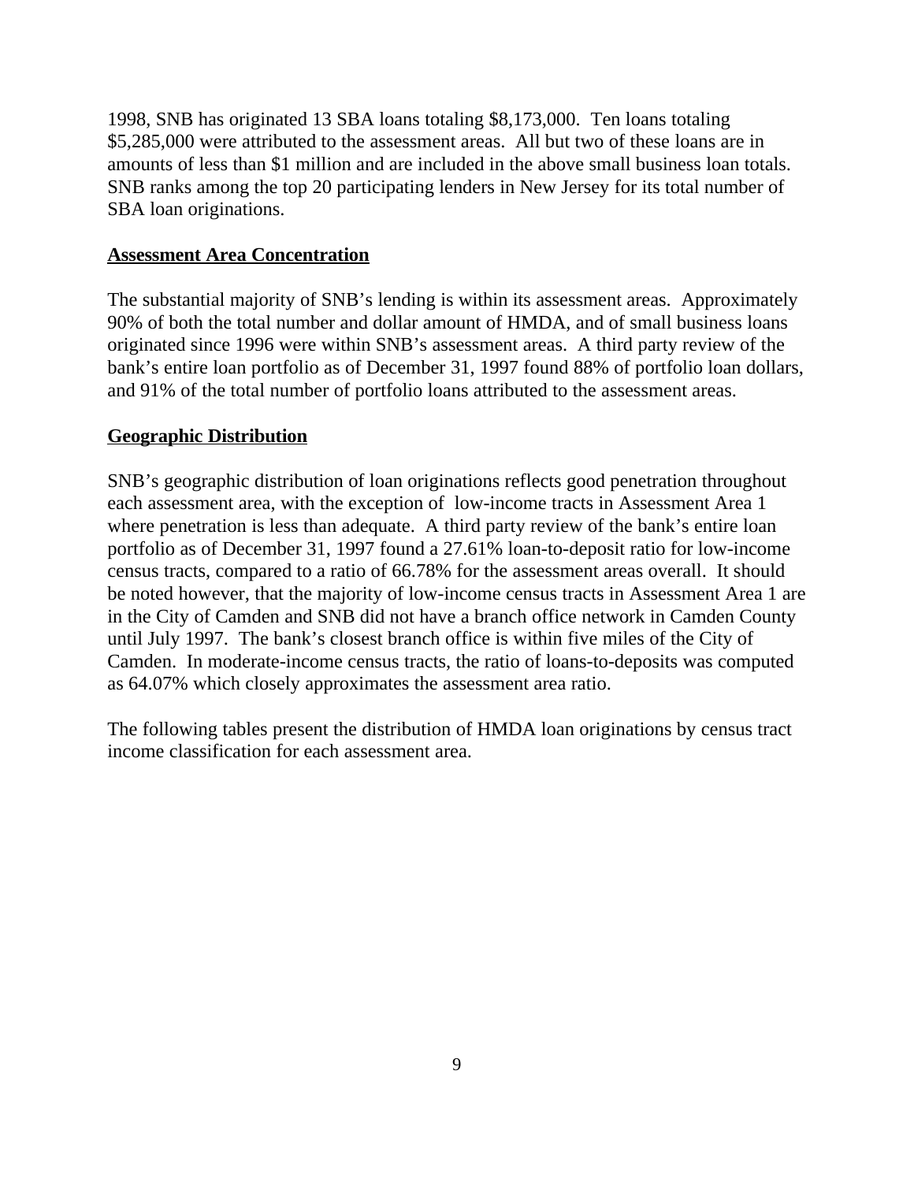1998, SNB has originated 13 SBA loans totaling $8,173,000. Ten loans totaling $5,285,000 were attributed to the assessment areas. All but two of these loans are in amounts of less than $1 million and are included in the above small business loan totals. SNB ranks among the top 20 participating lenders in New Jersey for its total number of SBA loan originations.

**Assessment Area Concentration**

The substantial majority of SNB's lending is within its assessment areas. Approximately 90% of both the total number and dollar amount of HMDA, and of small business loans originated since 1996 were within SNB's assessment areas. A third party review of the bank's entire loan portfolio as of December 31, 1997 found 88% of portfolio loan dollars, and 91% of the total number of portfolio loans attributed to the assessment areas.

**Geographic Distribution**

SNB's geographic distribution of loan originations reflects good penetration throughout each assessment area, with the exception of low-income tracts in Assessment Area 1 where penetration is less than adequate. A third party review of the bank's entire loan portfolio as of December 31, 1997 found a 27.61% loan-to-deposit ratio for low-income census tracts, compared to a ratio of 66.78% for the assessment areas overall. It should be noted however, that the majority of low-income census tracts in Assessment Area 1 are in the City of Camden and SNB did not have a branch office network in Camden County until July 1997. The bank's closest branch office is within five miles of the City of Camden. In moderate-income census tracts, the ratio of loans-to-deposits was computed as 64.07% which closely approximates the assessment area ratio.

The following tables present the distribution of HMDA loan originations by census tract income classification for each assessment area.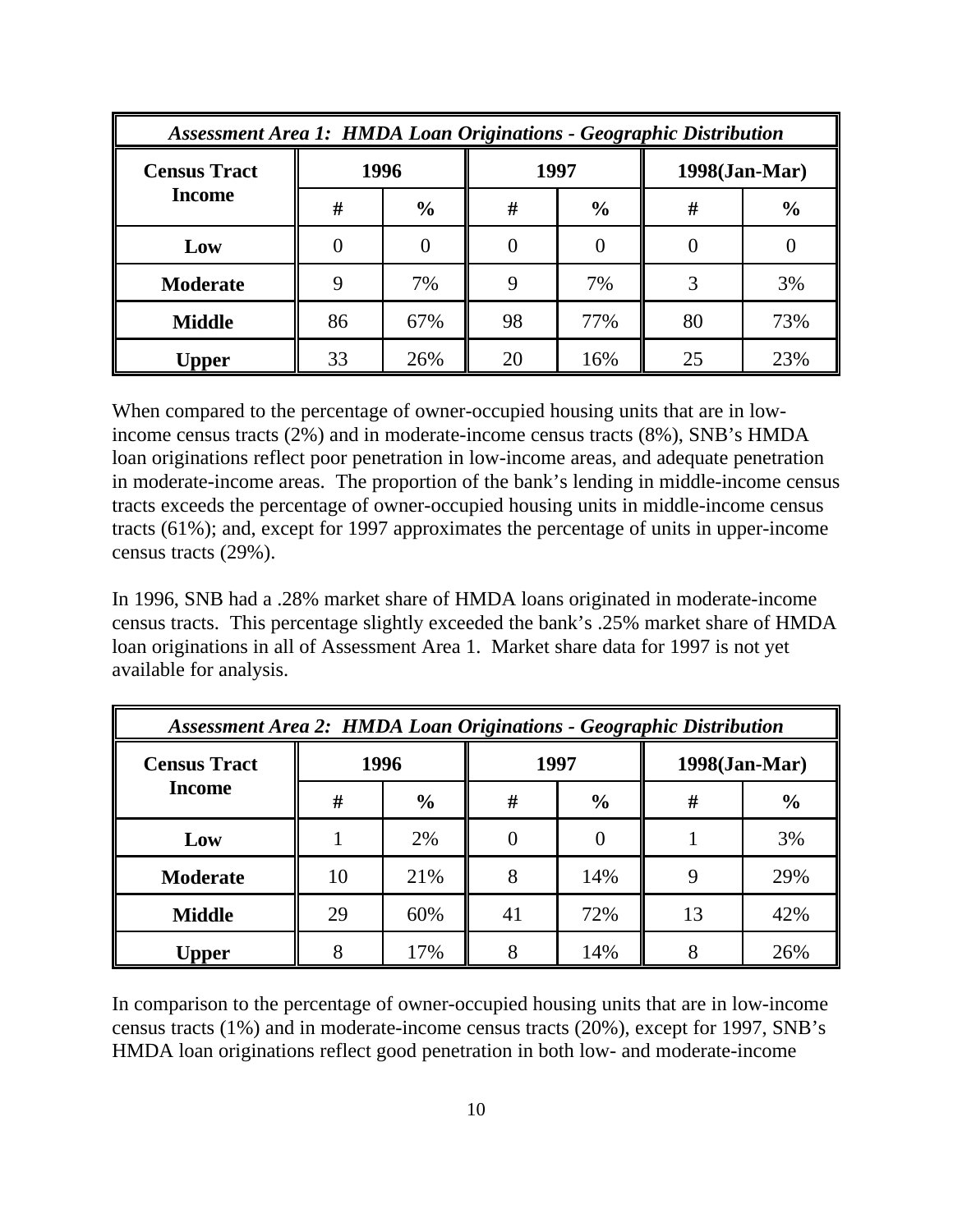| *Assessment Area 1: HMDA Loan Originations - Geographic Distribution* | | | | | | |
|---|---|---|---|---|---|---|
| **Census Tract Income** | **1996** | | **1997** | | **1998(Jan-Mar)** | |
| | **#** | **%** | **#** | **%** | **#** | **%** |
| **Low** | 0 | 0 | 0 | 0 | 0 | 0 |
| **Moderate** | 9 | 7% | 9 | 7% | 3 | 3% |
| **Middle** | 86 | 67% | 98 | 77% | 80 | 73% |
| **Upper** | 33 | 26% | 20 | 16% | 25 | 23% |

When compared to the percentage of owner-occupied housing units that are in low-income census tracts (2%) and in moderate-income census tracts (8%), SNB's HMDA loan originations reflect poor penetration in low-income areas, and adequate penetration in moderate-income areas. The proportion of the bank's lending in middle-income census tracts exceeds the percentage of owner-occupied housing units in middle-income census tracts (61%); and, except for 1997 approximates the percentage of units in upper-income census tracts (29%).

In 1996, SNB had a .28% market share of HMDA loans originated in moderate-income census tracts. This percentage slightly exceeded the bank's .25% market share of HMDA loan originations in all of Assessment Area 1. Market share data for 1997 is not yet available for analysis.

| *Assessment Area 2: HMDA Loan Originations - Geographic Distribution* | | | | | | |
|---|---|---|---|---|---|---|
| **Census Tract Income** | **1996** | | **1997** | | **1998(Jan-Mar)** | |
| | **#** | **%** | **#** | **%** | **#** | **%** |
| **Low** | 1 | 2% | 0 | 0 | 1 | 3% |
| **Moderate** | 10 | 21% | 8 | 14% | 9 | 29% |
| **Middle** | 29 | 60% | 41 | 72% | 13 | 42% |
| **Upper** | 8 | 17% | 8 | 14% | 8 | 26% |

In comparison to the percentage of owner-occupied housing units that are in low-income census tracts (1%) and in moderate-income census tracts (20%), except for 1997, SNB's HMDA loan originations reflect good penetration in both low- and moderate-income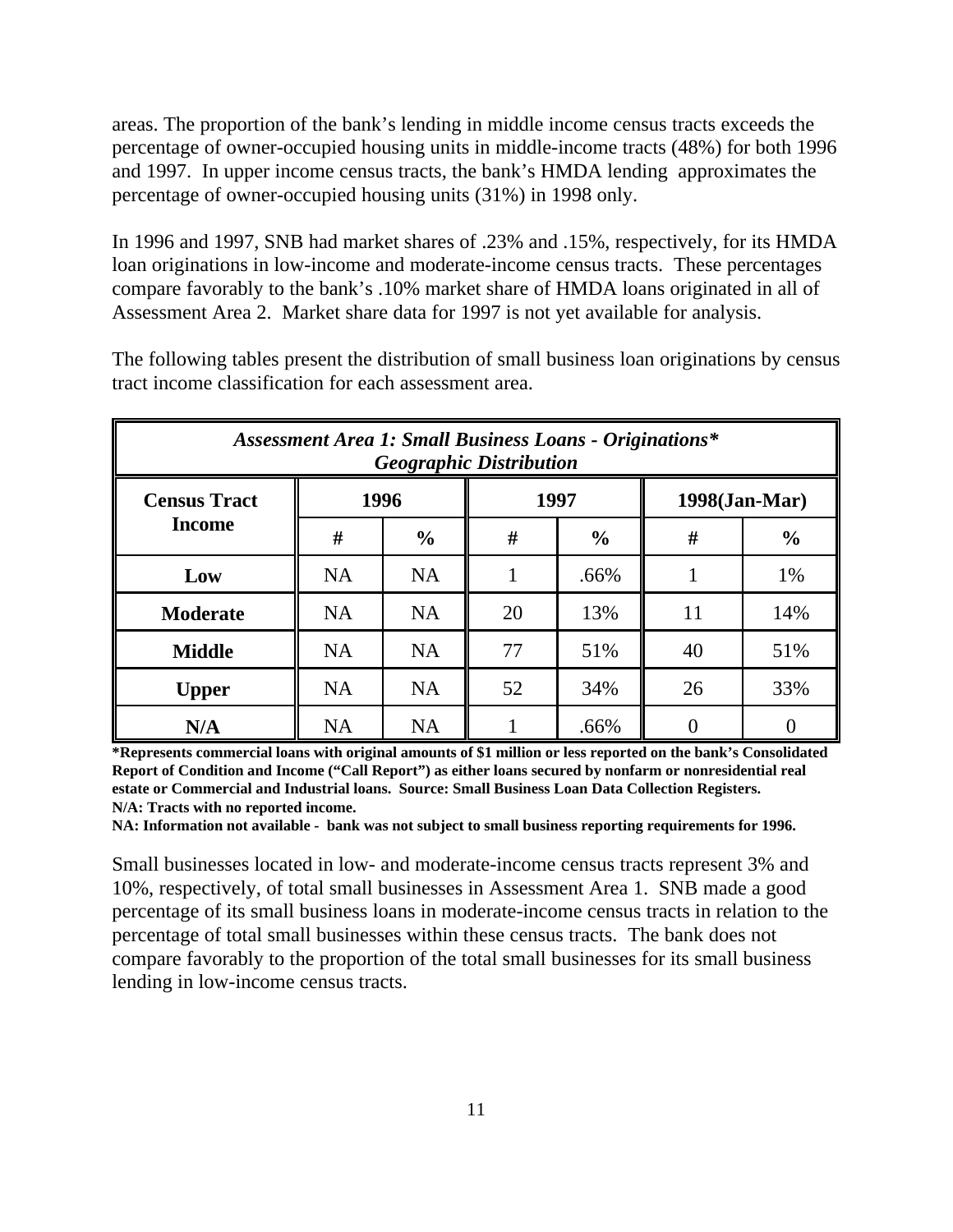areas. The proportion of the bank's lending in middle income census tracts exceeds the percentage of owner-occupied housing units in middle-income tracts (48%) for both 1996 and 1997. In upper income census tracts, the bank's HMDA lending approximates the percentage of owner-occupied housing units (31%) in 1998 only.

In 1996 and 1997, SNB had market shares of .23% and .15%, respectively, for its HMDA loan originations in low-income and moderate-income census tracts. These percentages compare favorably to the bank's .10% market share of HMDA loans originated in all of Assessment Area 2. Market share data for 1997 is not yet available for analysis.

The following tables present the distribution of small business loan originations by census tract income classification for each assessment area.

| ***Assessment Area 1: Small Business Loans - Originations\* Geographic Distribution*** | | | | | | |
|---|---|---|---|---|---|---|
| **Census Tract Income** | **1996** | | **1997** | | **1998(Jan-Mar)** | |
| | **#** | **%** | **#** | **%** | **#** | **%** |
| **Low** | NA | NA | 1 | .66% | 1 | 1% |
| **Moderate** | NA | NA | 20 | 13% | 11 | 14% |
| **Middle** | NA | NA | 77 | 51% | 40 | 51% |
| **Upper** | NA | NA | 52 | 34% | 26 | 33% |
| **N/A** | NA | NA | 1 | .66% | 0 | 0 |

**\*Represents commercial loans with original amounts of $1 million or less reported on the bank's Consolidated Report of Condition and Income ("Call Report") as either loans secured by nonfarm or nonresidential real estate or Commercial and Industrial loans. Source: Small Business Loan Data Collection Registers.**
**N/A: Tracts with no reported income.**
**NA: Information not available - bank was not subject to small business reporting requirements for 1996.**

Small businesses located in low- and moderate-income census tracts represent 3% and 10%, respectively, of total small businesses in Assessment Area 1. SNB made a good percentage of its small business loans in moderate-income census tracts in relation to the percentage of total small businesses within these census tracts. The bank does not compare favorably to the proportion of the total small businesses for its small business lending in low-income census tracts.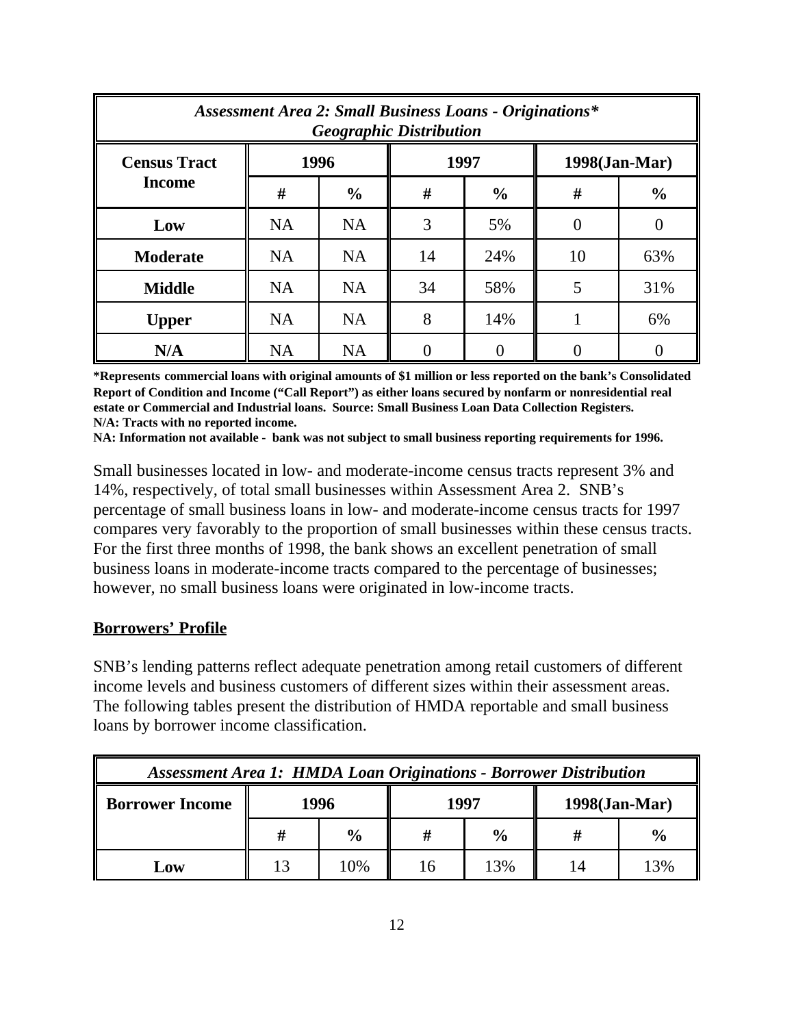| *Assessment Area 2: Small Business Loans - Originations* Geographic Distribution* | | | | | | |
|---|---|---|---|---|---|---|
| **Census Tract Income** | **1996** | | **1997** | | **1998(Jan-Mar)** | |
| | **#** | **%** | **#** | **%** | **#** | **%** |
| **Low** | NA | NA | 3 | 5% | 0 | 0 |
| **Moderate** | NA | NA | 14 | 24% | 10 | 63% |
| **Middle** | NA | NA | 34 | 58% | 5 | 31% |
| **Upper** | NA | NA | 8 | 14% | 1 | 6% |
| **N/A** | NA | NA | 0 | 0 | 0 | 0 |

**\*Represents commercial loans with original amounts of $1 million or less reported on the bank's Consolidated Report of Condition and Income ("Call Report") as either loans secured by nonfarm or nonresidential real estate or Commercial and Industrial loans. Source: Small Business Loan Data Collection Registers.**
**N/A: Tracts with no reported income.**
**NA: Information not available - bank was not subject to small business reporting requirements for 1996.**

Small businesses located in low- and moderate-income census tracts represent 3% and 14%, respectively, of total small businesses within Assessment Area 2. SNB's percentage of small business loans in low- and moderate-income census tracts for 1997 compares very favorably to the proportion of small businesses within these census tracts. For the first three months of 1998, the bank shows an excellent penetration of small business loans in moderate-income tracts compared to the percentage of businesses; however, no small business loans were originated in low-income tracts.

**Borrowers' Profile**

SNB's lending patterns reflect adequate penetration among retail customers of different income levels and business customers of different sizes within their assessment areas. The following tables present the distribution of HMDA reportable and small business loans by borrower income classification.

| *Assessment Area 1: HMDA Loan Originations - Borrower Distribution* | | | | | | |
|---|---|---|---|---|---|---|
| **Borrower Income** | **1996** | | **1997** | | **1998(Jan-Mar)** | |
| | **#** | **%** | **#** | **%** | **#** | **%** |
| **Low** | 13 | 10% | 16 | 13% | 14 | 13% |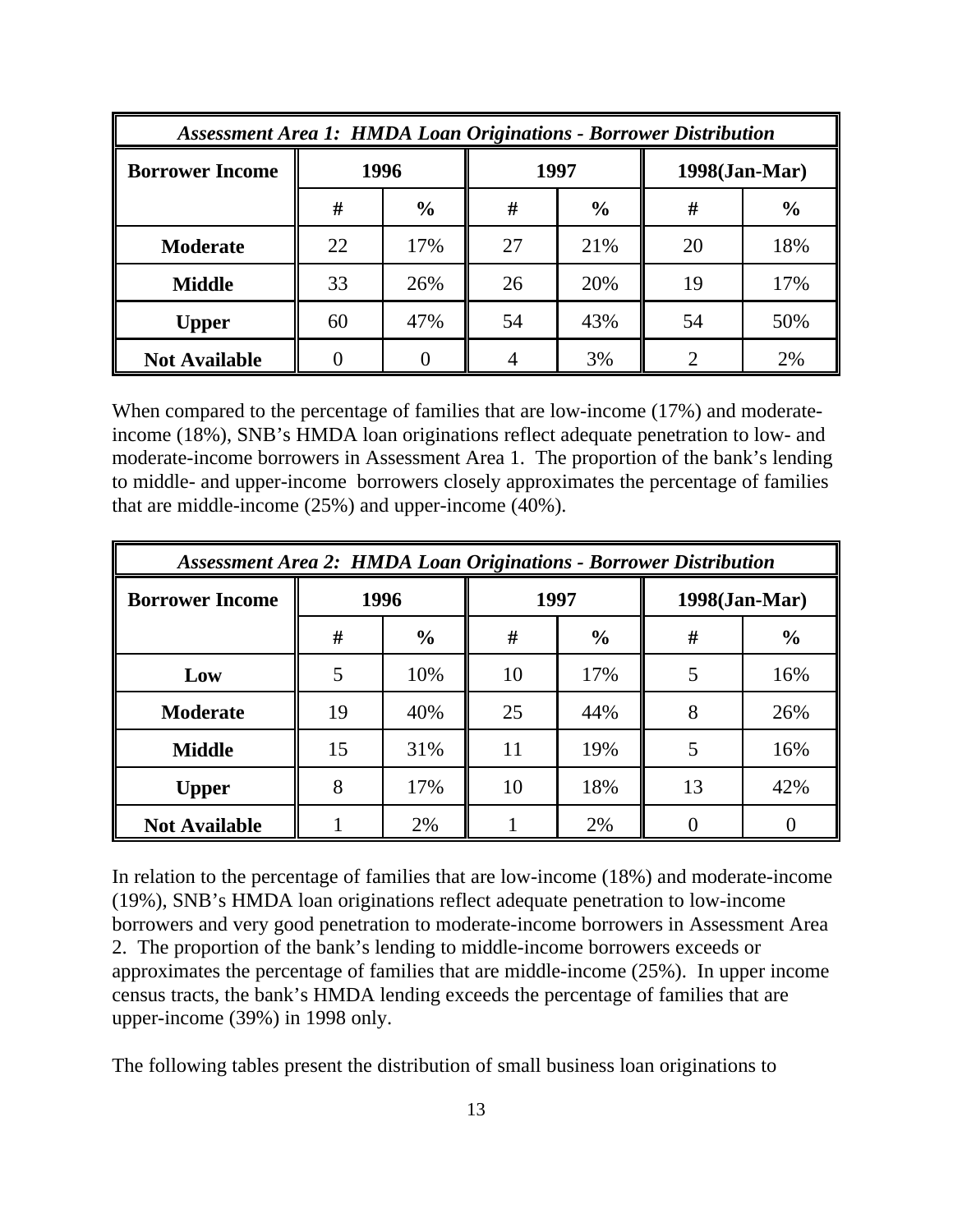| *Assessment Area 1: HMDA Loan Originations - Borrower Distribution* | | | | | | |
|---|---|---|---|---|---|---|
| **Borrower Income** | **1996** | | **1997** | | **1998(Jan-Mar)** | |
| | **#** | **%** | **#** | **%** | **#** | **%** |
| **Moderate** | 22 | 17% | 27 | 21% | 20 | 18% |
| **Middle** | 33 | 26% | 26 | 20% | 19 | 17% |
| **Upper** | 60 | 47% | 54 | 43% | 54 | 50% |
| **Not Available** | 0 | 0 | 4 | 3% | 2 | 2% |

When compared to the percentage of families that are low-income (17%) and moderate-income (18%), SNB's HMDA loan originations reflect adequate penetration to low- and moderate-income borrowers in Assessment Area 1. The proportion of the bank's lending to middle- and upper-income borrowers closely approximates the percentage of families that are middle-income (25%) and upper-income (40%).

| *Assessment Area 2: HMDA Loan Originations - Borrower Distribution* | | | | | | |
|---|---|---|---|---|---|---|
| **Borrower Income** | **1996** | | **1997** | | **1998(Jan-Mar)** | |
| | **#** | **%** | **#** | **%** | **#** | **%** |
| **Low** | 5 | 10% | 10 | 17% | 5 | 16% |
| **Moderate** | 19 | 40% | 25 | 44% | 8 | 26% |
| **Middle** | 15 | 31% | 11 | 19% | 5 | 16% |
| **Upper** | 8 | 17% | 10 | 18% | 13 | 42% |
| **Not Available** | 1 | 2% | 1 | 2% | 0 | 0 |

In relation to the percentage of families that are low-income (18%) and moderate-income (19%), SNB's HMDA loan originations reflect adequate penetration to low-income borrowers and very good penetration to moderate-income borrowers in Assessment Area 2. The proportion of the bank's lending to middle-income borrowers exceeds or approximates the percentage of families that are middle-income (25%). In upper income census tracts, the bank's HMDA lending exceeds the percentage of families that are upper-income (39%) in 1998 only.

The following tables present the distribution of small business loan originations to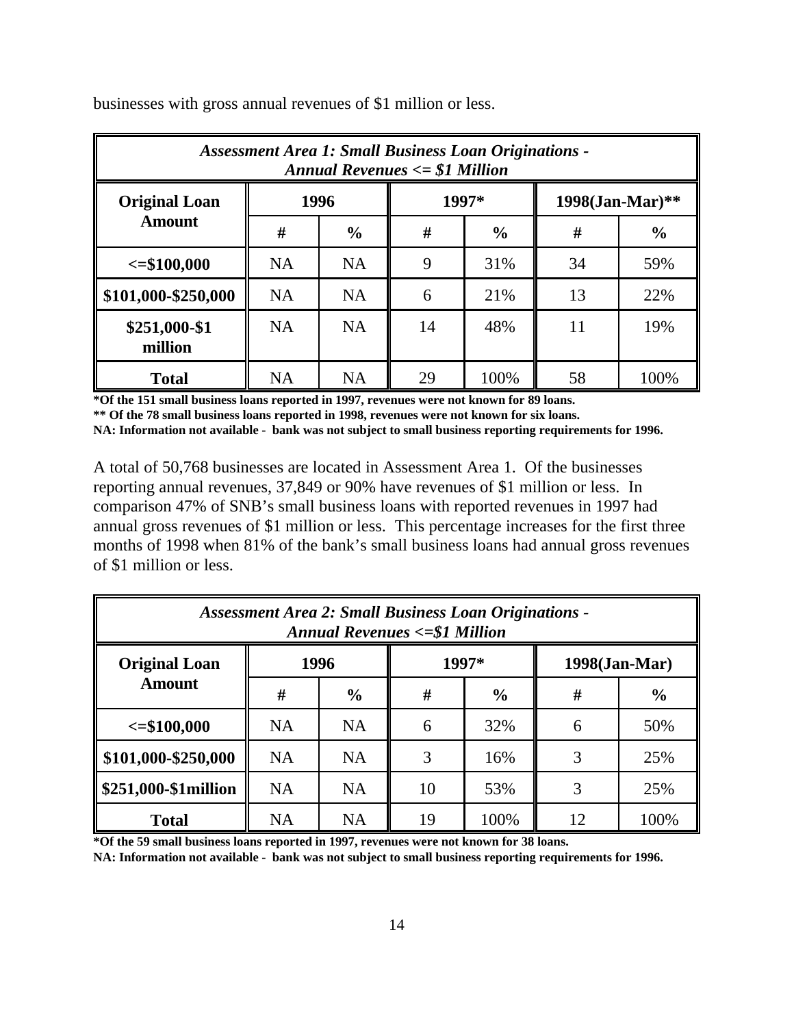businesses with gross annual revenues of $1 million or less.

| ***Assessment Area 1: Small Business Loan Originations - Annual Revenues <= $1 Million*** | | | | | | |
|---|---|---|---|---|---|---|
| **Original Loan Amount** | **1996** | | **1997*** | | **1998(Jan-Mar)**** | |
| | **#** | **%** | **#** | **%** | **#** | **%** |
| **<=$100,000** | NA | NA | 9 | 31% | 34 | 59% |
| **$101,000-$250,000** | NA | NA | 6 | 21% | 13 | 22% |
| **$251,000-$1 million** | NA | NA | 14 | 48% | 11 | 19% |
| **Total** | NA | NA | 29 | 100% | 58 | 100% |

**\*Of the 151 small business loans reported in 1997, revenues were not known for 89 loans.**
**\*\* Of the 78 small business loans reported in 1998, revenues were not known for six loans.**
**NA: Information not available - bank was not subject to small business reporting requirements for 1996.**

A total of 50,768 businesses are located in Assessment Area 1. Of the businesses reporting annual revenues, 37,849 or 90% have revenues of $1 million or less. In comparison 47% of SNB's small business loans with reported revenues in 1997 had annual gross revenues of $1 million or less. This percentage increases for the first three months of 1998 when 81% of the bank's small business loans had annual gross revenues of $1 million or less.

| ***Assessment Area 2: Small Business Loan Originations - Annual Revenues <=$1 Million*** | | | | | | |
|---|---|---|---|---|---|---|
| **Original Loan Amount** | **1996** | | **1997*** | | **1998(Jan-Mar)** | |
| | **#** | **%** | **#** | **%** | **#** | **%** |
| **<=$100,000** | NA | NA | 6 | 32% | 6 | 50% |
| **$101,000-$250,000** | NA | NA | 3 | 16% | 3 | 25% |
| **$251,000-$1million** | NA | NA | 10 | 53% | 3 | 25% |
| **Total** | NA | NA | 19 | 100% | 12 | 100% |

**\*Of the 59 small business loans reported in 1997, revenues were not known for 38 loans.**
**NA: Information not available - bank was not subject to small business reporting requirements for 1996.**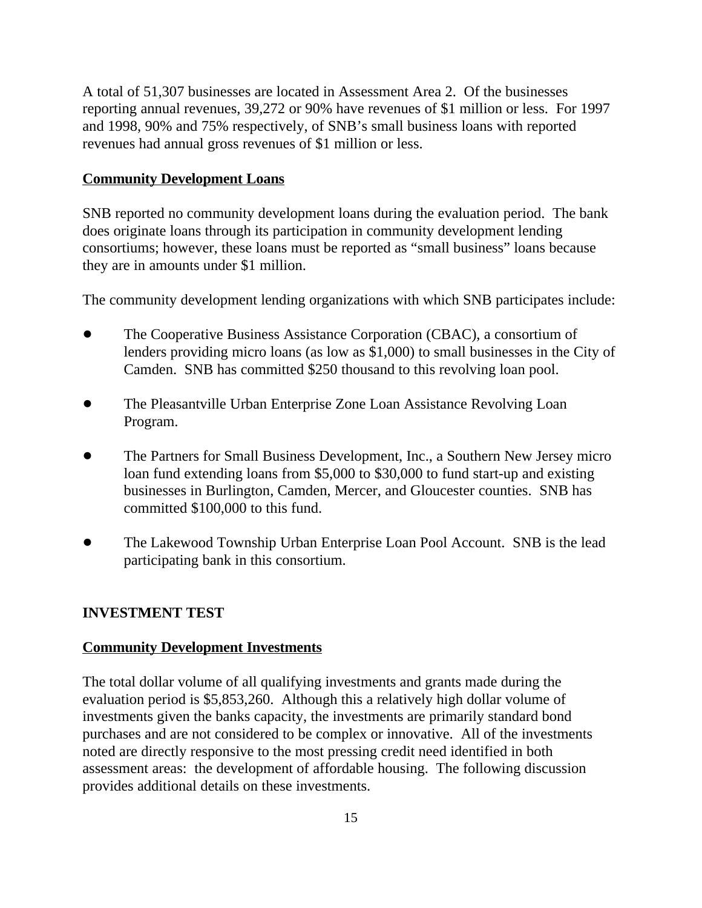A total of 51,307 businesses are located in Assessment Area 2. Of the businesses reporting annual revenues, 39,272 or 90% have revenues of $1 million or less. For 1997 and 1998, 90% and 75% respectively, of SNB's small business loans with reported revenues had annual gross revenues of $1 million or less.

**Community Development Loans**

SNB reported no community development loans during the evaluation period. The bank does originate loans through its participation in community development lending consortiums; however, these loans must be reported as "small business" loans because they are in amounts under $1 million.

The community development lending organizations with which SNB participates include:

- The Cooperative Business Assistance Corporation (CBAC), a consortium of lenders providing micro loans (as low as $1,000) to small businesses in the City of Camden. SNB has committed $250 thousand to this revolving loan pool.
- The Pleasantville Urban Enterprise Zone Loan Assistance Revolving Loan Program.
- The Partners for Small Business Development, Inc., a Southern New Jersey micro loan fund extending loans from $5,000 to $30,000 to fund start-up and existing businesses in Burlington, Camden, Mercer, and Gloucester counties. SNB has committed $100,000 to this fund.
- The Lakewood Township Urban Enterprise Loan Pool Account. SNB is the lead participating bank in this consortium.

## INVESTMENT TEST

**Community Development Investments**

The total dollar volume of all qualifying investments and grants made during the evaluation period is $5,853,260. Although this a relatively high dollar volume of investments given the banks capacity, the investments are primarily standard bond purchases and are not considered to be complex or innovative. All of the investments noted are directly responsive to the most pressing credit need identified in both assessment areas: the development of affordable housing. The following discussion provides additional details on these investments.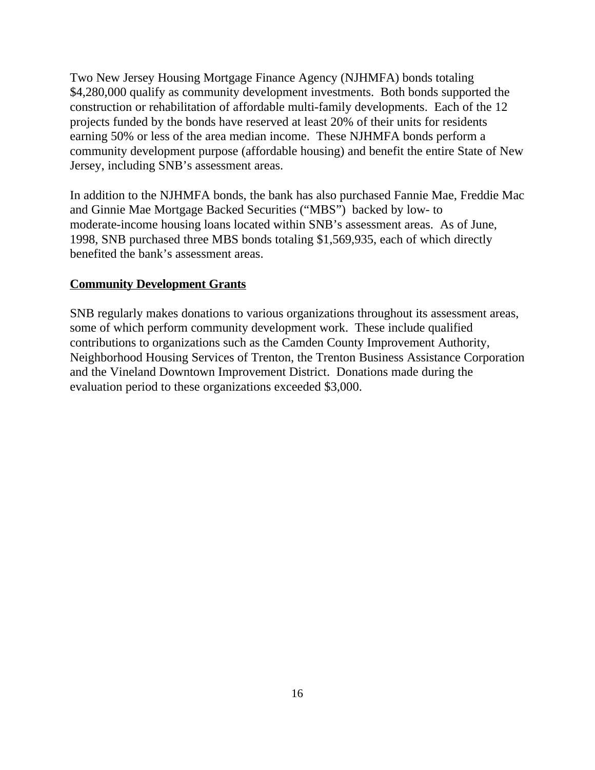Two New Jersey Housing Mortgage Finance Agency (NJHMFA) bonds totaling $4,280,000 qualify as community development investments. Both bonds supported the construction or rehabilitation of affordable multi-family developments. Each of the 12 projects funded by the bonds have reserved at least 20% of their units for residents earning 50% or less of the area median income. These NJHMFA bonds perform a community development purpose (affordable housing) and benefit the entire State of New Jersey, including SNB's assessment areas.

In addition to the NJHMFA bonds, the bank has also purchased Fannie Mae, Freddie Mac and Ginnie Mae Mortgage Backed Securities ("MBS") backed by low- to moderate-income housing loans located within SNB's assessment areas. As of June, 1998, SNB purchased three MBS bonds totaling $1,569,935, each of which directly benefited the bank's assessment areas.

**Community Development Grants**

SNB regularly makes donations to various organizations throughout its assessment areas, some of which perform community development work. These include qualified contributions to organizations such as the Camden County Improvement Authority, Neighborhood Housing Services of Trenton, the Trenton Business Assistance Corporation and the Vineland Downtown Improvement District. Donations made during the evaluation period to these organizations exceeded $3,000.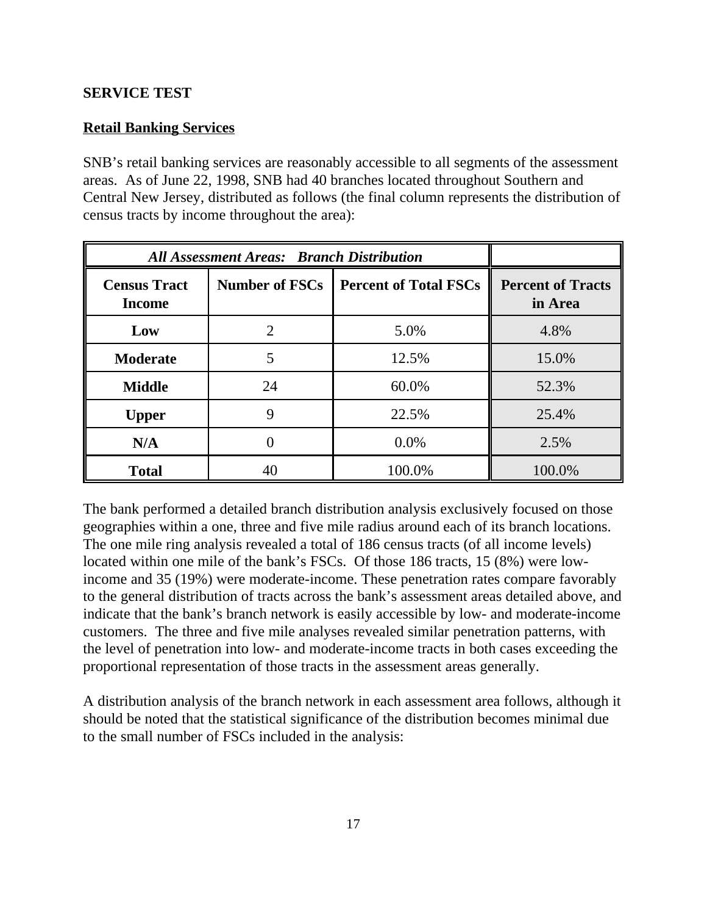## SERVICE TEST

### Retail Banking Services

SNB's retail banking services are reasonably accessible to all segments of the assessment areas. As of June 22, 1998, SNB had 40 branches located throughout Southern and Central New Jersey, distributed as follows (the final column represents the distribution of census tracts by income throughout the area):

| *All Assessment Areas: Branch Distribution* | | | |
|---|---|---|---|
| **Census Tract Income** | **Number of FSCs** | **Percent of Total FSCs** | **Percent of Tracts in Area** |
| **Low** | 2 | 5.0% | 4.8% |
| **Moderate** | 5 | 12.5% | 15.0% |
| **Middle** | 24 | 60.0% | 52.3% |
| **Upper** | 9 | 22.5% | 25.4% |
| **N/A** | 0 | 0.0% | 2.5% |
| **Total** | 40 | 100.0% | 100.0% |

The bank performed a detailed branch distribution analysis exclusively focused on those geographies within a one, three and five mile radius around each of its branch locations. The one mile ring analysis revealed a total of 186 census tracts (of all income levels) located within one mile of the bank's FSCs. Of those 186 tracts, 15 (8%) were low-income and 35 (19%) were moderate-income. These penetration rates compare favorably to the general distribution of tracts across the bank's assessment areas detailed above, and indicate that the bank's branch network is easily accessible by low- and moderate-income customers. The three and five mile analyses revealed similar penetration patterns, with the level of penetration into low- and moderate-income tracts in both cases exceeding the proportional representation of those tracts in the assessment areas generally.

A distribution analysis of the branch network in each assessment area follows, although it should be noted that the statistical significance of the distribution becomes minimal due to the small number of FSCs included in the analysis: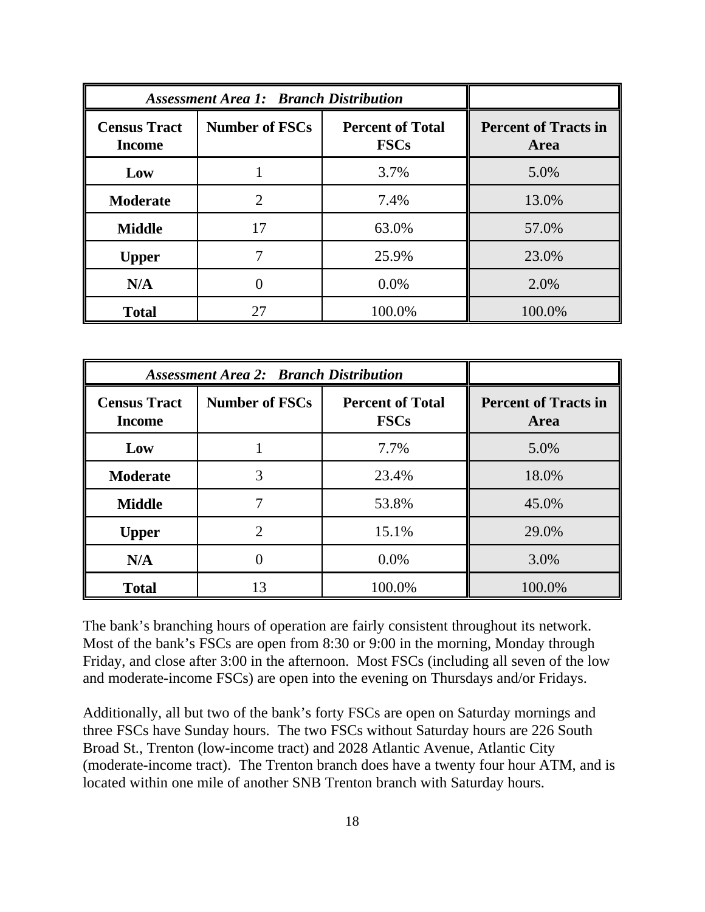| *Assessment Area 1: Branch Distribution* | | | |
|---|---|---|---|
| **Census Tract Income** | **Number of FSCs** | **Percent of Total FSCs** | **Percent of Tracts in Area** |
| **Low** | 1 | 3.7% | 5.0% |
| **Moderate** | 2 | 7.4% | 13.0% |
| **Middle** | 17 | 63.0% | 57.0% |
| **Upper** | 7 | 25.9% | 23.0% |
| **N/A** | 0 | 0.0% | 2.0% |
| **Total** | 27 | 100.0% | 100.0% |

| *Assessment Area 2: Branch Distribution* | | | |
|---|---|---|---|
| **Census Tract Income** | **Number of FSCs** | **Percent of Total FSCs** | **Percent of Tracts in Area** |
| **Low** | 1 | 7.7% | 5.0% |
| **Moderate** | 3 | 23.4% | 18.0% |
| **Middle** | 7 | 53.8% | 45.0% |
| **Upper** | 2 | 15.1% | 29.0% |
| **N/A** | 0 | 0.0% | 3.0% |
| **Total** | 13 | 100.0% | 100.0% |

The bank's branching hours of operation are fairly consistent throughout its network. Most of the bank's FSCs are open from 8:30 or 9:00 in the morning, Monday through Friday, and close after 3:00 in the afternoon. Most FSCs (including all seven of the low and moderate-income FSCs) are open into the evening on Thursdays and/or Fridays.

Additionally, all but two of the bank's forty FSCs are open on Saturday mornings and three FSCs have Sunday hours. The two FSCs without Saturday hours are 226 South Broad St., Trenton (low-income tract) and 2028 Atlantic Avenue, Atlantic City (moderate-income tract). The Trenton branch does have a twenty four hour ATM, and is located within one mile of another SNB Trenton branch with Saturday hours.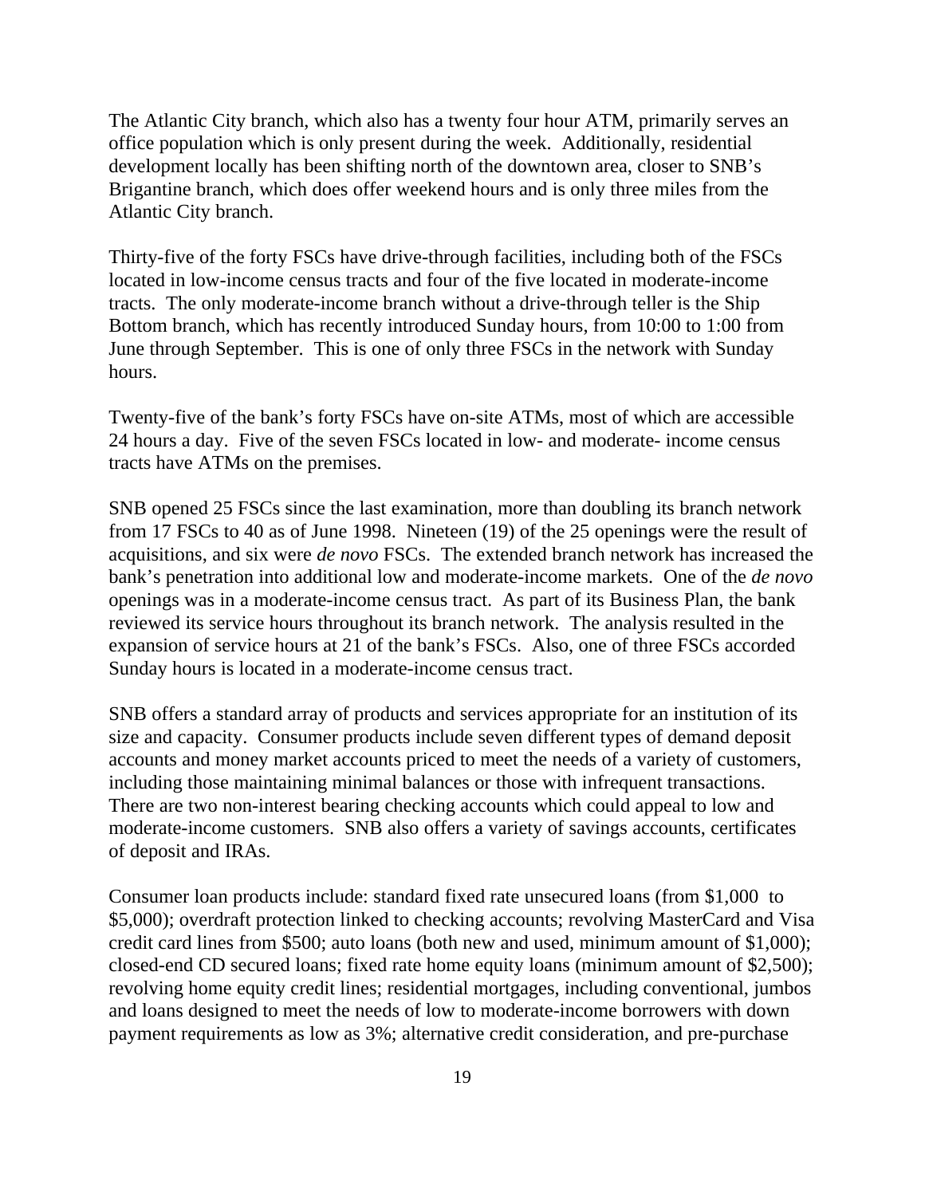The Atlantic City branch, which also has a twenty four hour ATM, primarily serves an office population which is only present during the week. Additionally, residential development locally has been shifting north of the downtown area, closer to SNB's Brigantine branch, which does offer weekend hours and is only three miles from the Atlantic City branch.

Thirty-five of the forty FSCs have drive-through facilities, including both of the FSCs located in low-income census tracts and four of the five located in moderate-income tracts. The only moderate-income branch without a drive-through teller is the Ship Bottom branch, which has recently introduced Sunday hours, from 10:00 to 1:00 from June through September. This is one of only three FSCs in the network with Sunday hours.

Twenty-five of the bank's forty FSCs have on-site ATMs, most of which are accessible 24 hours a day. Five of the seven FSCs located in low- and moderate- income census tracts have ATMs on the premises.

SNB opened 25 FSCs since the last examination, more than doubling its branch network from 17 FSCs to 40 as of June 1998. Nineteen (19) of the 25 openings were the result of acquisitions, and six were *de novo* FSCs. The extended branch network has increased the bank's penetration into additional low and moderate-income markets. One of the *de novo* openings was in a moderate-income census tract. As part of its Business Plan, the bank reviewed its service hours throughout its branch network. The analysis resulted in the expansion of service hours at 21 of the bank's FSCs. Also, one of three FSCs accorded Sunday hours is located in a moderate-income census tract.

SNB offers a standard array of products and services appropriate for an institution of its size and capacity. Consumer products include seven different types of demand deposit accounts and money market accounts priced to meet the needs of a variety of customers, including those maintaining minimal balances or those with infrequent transactions. There are two non-interest bearing checking accounts which could appeal to low and moderate-income customers. SNB also offers a variety of savings accounts, certificates of deposit and IRAs.

Consumer loan products include: standard fixed rate unsecured loans (from $1,000 to $5,000); overdraft protection linked to checking accounts; revolving MasterCard and Visa credit card lines from $500; auto loans (both new and used, minimum amount of $1,000); closed-end CD secured loans; fixed rate home equity loans (minimum amount of $2,500); revolving home equity credit lines; residential mortgages, including conventional, jumbos and loans designed to meet the needs of low to moderate-income borrowers with down payment requirements as low as 3%; alternative credit consideration, and pre-purchase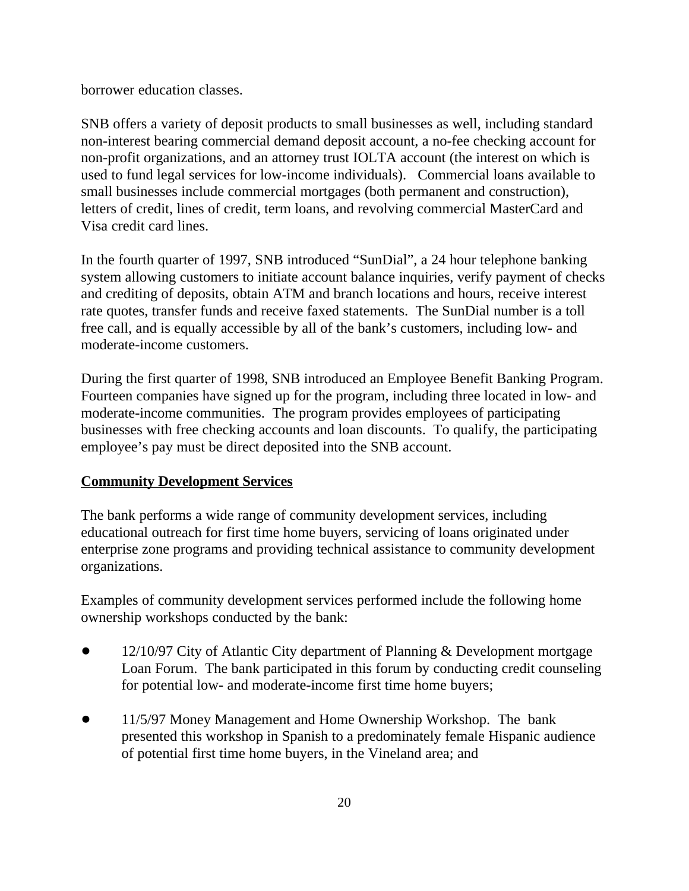borrower education classes.

SNB offers a variety of deposit products to small businesses as well, including standard non-interest bearing commercial demand deposit account, a no-fee checking account for non-profit organizations, and an attorney trust IOLTA account (the interest on which is used to fund legal services for low-income individuals). Commercial loans available to small businesses include commercial mortgages (both permanent and construction), letters of credit, lines of credit, term loans, and revolving commercial MasterCard and Visa credit card lines.

In the fourth quarter of 1997, SNB introduced "SunDial", a 24 hour telephone banking system allowing customers to initiate account balance inquiries, verify payment of checks and crediting of deposits, obtain ATM and branch locations and hours, receive interest rate quotes, transfer funds and receive faxed statements. The SunDial number is a toll free call, and is equally accessible by all of the bank's customers, including low- and moderate-income customers.

During the first quarter of 1998, SNB introduced an Employee Benefit Banking Program. Fourteen companies have signed up for the program, including three located in low- and moderate-income communities. The program provides employees of participating businesses with free checking accounts and loan discounts. To qualify, the participating employee's pay must be direct deposited into the SNB account.

**Community Development Services**

The bank performs a wide range of community development services, including educational outreach for first time home buyers, servicing of loans originated under enterprise zone programs and providing technical assistance to community development organizations.

Examples of community development services performed include the following home ownership workshops conducted by the bank:

- 12/10/97 City of Atlantic City department of Planning & Development mortgage Loan Forum. The bank participated in this forum by conducting credit counseling for potential low- and moderate-income first time home buyers;

- 11/5/97 Money Management and Home Ownership Workshop. The bank presented this workshop in Spanish to a predominately female Hispanic audience of potential first time home buyers, in the Vineland area; and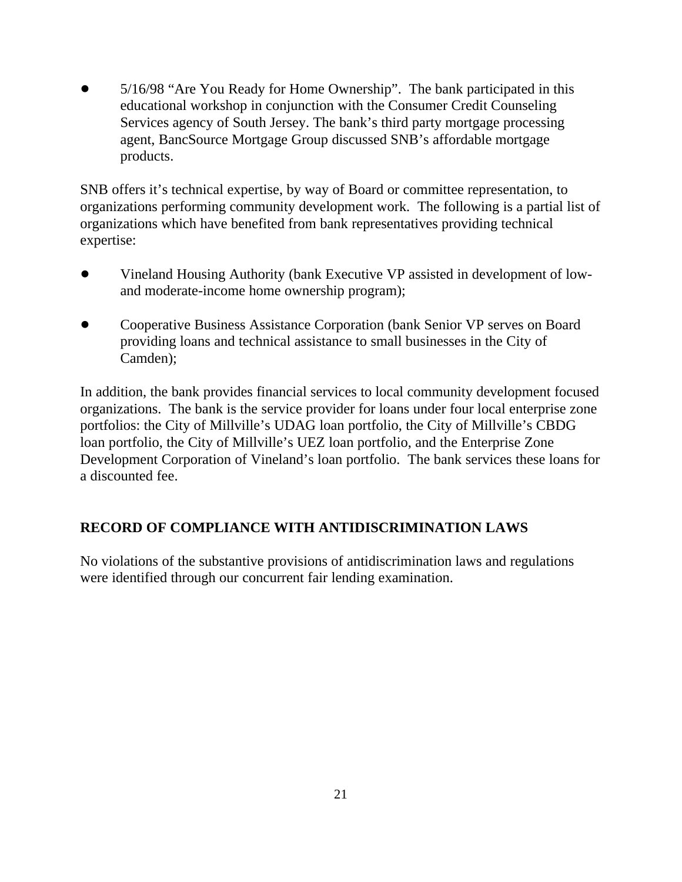- 5/16/98 "Are You Ready for Home Ownership". The bank participated in this educational workshop in conjunction with the Consumer Credit Counseling Services agency of South Jersey. The bank's third party mortgage processing agent, BancSource Mortgage Group discussed SNB's affordable mortgage products.

SNB offers it's technical expertise, by way of Board or committee representation, to organizations performing community development work. The following is a partial list of organizations which have benefited from bank representatives providing technical expertise:

- Vineland Housing Authority (bank Executive VP assisted in development of low- and moderate-income home ownership program);

- Cooperative Business Assistance Corporation (bank Senior VP serves on Board providing loans and technical assistance to small businesses in the City of Camden);

In addition, the bank provides financial services to local community development focused organizations. The bank is the service provider for loans under four local enterprise zone portfolios: the City of Millville's UDAG loan portfolio, the City of Millville's CBDG loan portfolio, the City of Millville's UEZ loan portfolio, and the Enterprise Zone Development Corporation of Vineland's loan portfolio. The bank services these loans for a discounted fee.

## RECORD OF COMPLIANCE WITH ANTIDISCRIMINATION LAWS

No violations of the substantive provisions of antidiscrimination laws and regulations were identified through our concurrent fair lending examination.